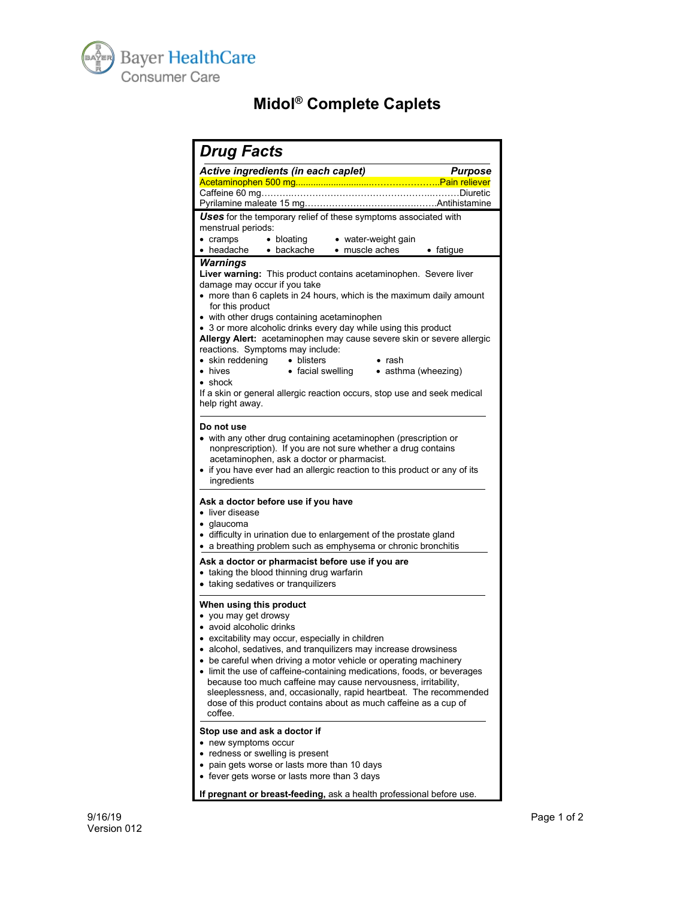Bayer HealthCare
Consumer Care

# Midol® Complete Caplets

## Drug Facts

| Active ingredients (in each caplet) | Purpose |
|---|---|
| Acetaminophen 500 mg | Pain reliever |
| Caffeine 60 mg | Diuretic |
| Pyrilamine maleate 15 mg | Antihistamine |

***Uses*** for the temporary relief of these symptoms associated with menstrual periods:

- cramps
- bloating
- water-weight gain
- headache
- backache
- muscle aches
- fatigue

### *Warnings*

**Liver warning:** This product contains acetaminophen. Severe liver damage may occur if you take

- more than 6 caplets in 24 hours, which is the maximum daily amount for this product
- with other drugs containing acetaminophen
- 3 or more alcoholic drinks every day while using this product

**Allergy Alert:** acetaminophen may cause severe skin or severe allergic reactions. Symptoms may include:

- skin reddening
- blisters
- rash
- hives
- facial swelling
- asthma (wheezing)
- shock

If a skin or general allergic reaction occurs, stop use and seek medical help right away.

**Do not use**

- with any other drug containing acetaminophen (prescription or nonprescription). If you are not sure whether a drug contains acetaminophen, ask a doctor or pharmacist.
- if you have ever had an allergic reaction to this product or any of its ingredients

**Ask a doctor before use if you have**

- liver disease
- glaucoma
- difficulty in urination due to enlargement of the prostate gland
- a breathing problem such as emphysema or chronic bronchitis

**Ask a doctor or pharmacist before use if you are**

- taking the blood thinning drug warfarin
- taking sedatives or tranquilizers

**When using this product**

- you may get drowsy
- avoid alcoholic drinks
- excitability may occur, especially in children
- alcohol, sedatives, and tranquilizers may increase drowsiness
- be careful when driving a motor vehicle or operating machinery
- limit the use of caffeine-containing medications, foods, or beverages because too much caffeine may cause nervousness, irritability, sleeplessness, and, occasionally, rapid heartbeat. The recommended dose of this product contains about as much caffeine as a cup of coffee.

**Stop use and ask a doctor if**

- new symptoms occur
- redness or swelling is present
- pain gets worse or lasts more than 10 days
- fever gets worse or lasts more than 3 days

**If pregnant or breast-feeding,** ask a health professional before use.

9/16/19
Version 012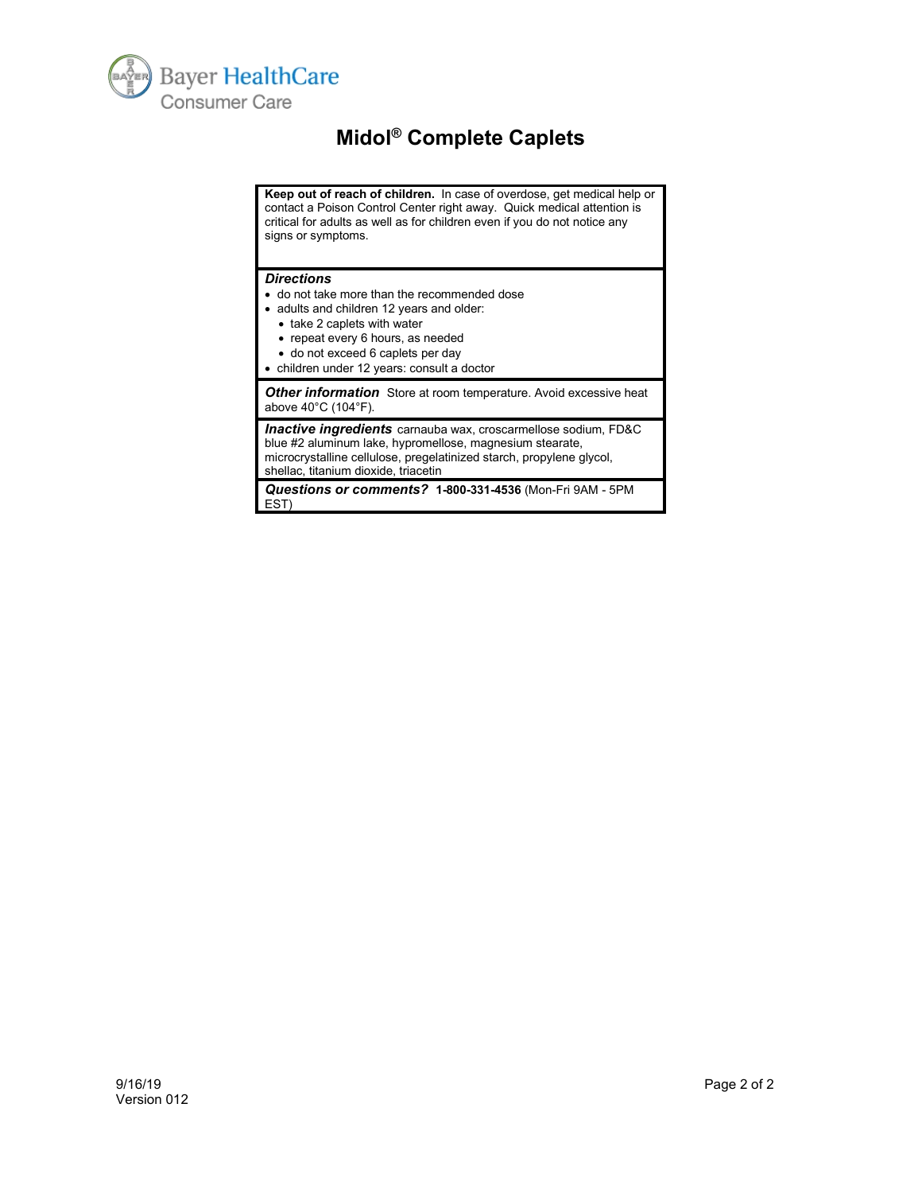# Midol® Complete Caplets

**Keep out of reach of children.** In case of overdose, get medical help or contact a Poison Control Center right away. Quick medical attention is critical for adults as well as for children even if you do not notice any signs or symptoms.

***Directions***

- do not take more than the recommended dose
- adults and children 12 years and older:
  - take 2 caplets with water
  - repeat every 6 hours, as needed
  - do not exceed 6 caplets per day
- children under 12 years: consult a doctor

***Other information*** Store at room temperature. Avoid excessive heat above 40°C (104°F).

***Inactive ingredients*** carnauba wax, croscarmellose sodium, FD&C blue #2 aluminum lake, hypromellose, magnesium stearate, microcrystalline cellulose, pregelatinized starch, propylene glycol, shellac, titanium dioxide, triacetin

***Questions or comments?*** **1-800-331-4536** (Mon-Fri 9AM - 5PM EST)

9/16/19
Version 012